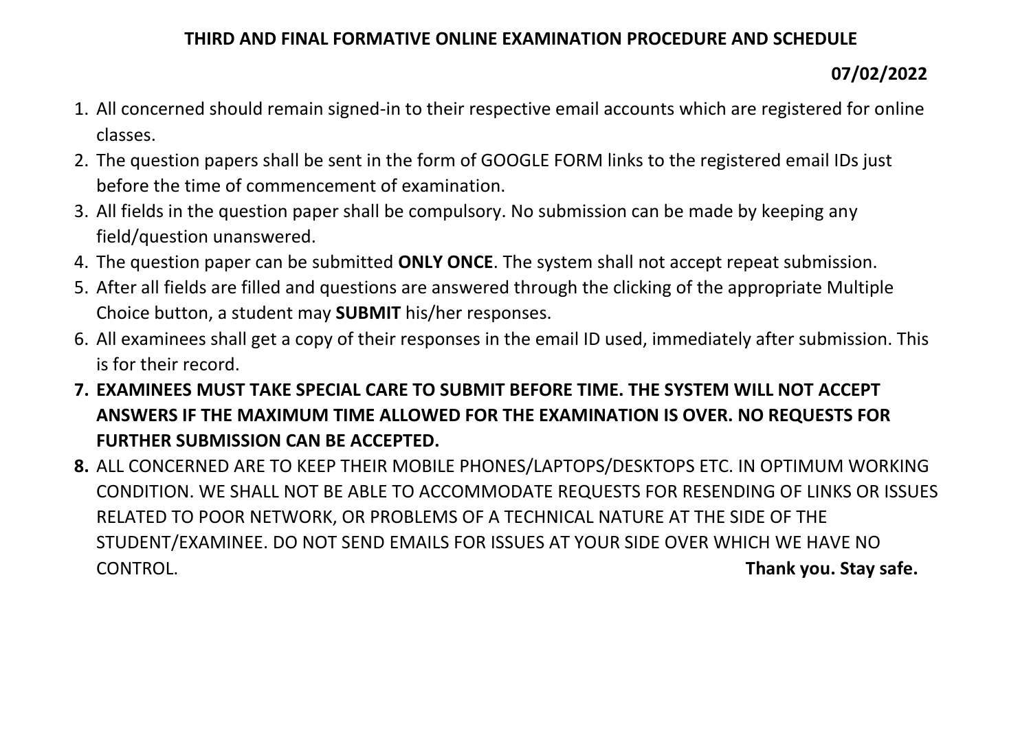**THIRD AND FINAL FORMATIVE ONLINE EXAMINATION PROCEDURE AND SCHEDULE**

**07/02/2022**

1. All concerned should remain signed-in to their respective email accounts which are registered for online classes.
2. The question papers shall be sent in the form of GOOGLE FORM links to the registered email IDs just before the time of commencement of examination.
3. All fields in the question paper shall be compulsory. No submission can be made by keeping any field/question unanswered.
4. The question paper can be submitted **ONLY ONCE**. The system shall not accept repeat submission.
5. After all fields are filled and questions are answered through the clicking of the appropriate Multiple Choice button, a student may **SUBMIT** his/her responses.
6. All examinees shall get a copy of their responses in the email ID used, immediately after submission. This is for their record.
7. **EXAMINEES MUST TAKE SPECIAL CARE TO SUBMIT BEFORE TIME. THE SYSTEM WILL NOT ACCEPT ANSWERS IF THE MAXIMUM TIME ALLOWED FOR THE EXAMINATION IS OVER. NO REQUESTS FOR FURTHER SUBMISSION CAN BE ACCEPTED.**
8. ALL CONCERNED ARE TO KEEP THEIR MOBILE PHONES/LAPTOPS/DESKTOPS ETC. IN OPTIMUM WORKING CONDITION. WE SHALL NOT BE ABLE TO ACCOMMODATE REQUESTS FOR RESENDING OF LINKS OR ISSUES RELATED TO POOR NETWORK, OR PROBLEMS OF A TECHNICAL NATURE AT THE SIDE OF THE STUDENT/EXAMINEE. DO NOT SEND EMAILS FOR ISSUES AT YOUR SIDE OVER WHICH WE HAVE NO CONTROL.

**Thank you. Stay safe.**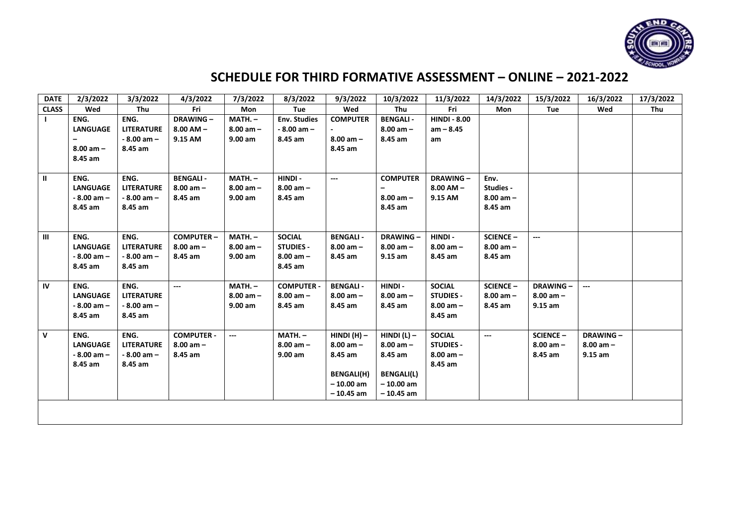## SCHEDULE FOR THIRD FORMATIVE ASSESSMENT – ONLINE – 2021-2022

| DATE | 2/3/2022 | 3/3/2022 | 4/3/2022 | 7/3/2022 | 8/3/2022 | 9/3/2022 | 10/3/2022 | 11/3/2022 | 14/3/2022 | 15/3/2022 | 16/3/2022 | 17/3/2022 |
|---|---|---|---|---|---|---|---|---|---|---|---|---|
| **CLASS** | **Wed** | **Thu** | **Fri** | **Mon** | **Tue** | **Wed** | **Thu** | **Fri** | **Mon** | **Tue** | **Wed** | **Thu** |
| **I** | **ENG. LANGUAGE – 8.00 am – 8.45 am** | **ENG. LITERATURE - 8.00 am – 8.45 am** | **DRAWING – 8.00 AM – 9.15 AM** | **MATH. – 8.00 am – 9.00 am** | **Env. Studies - 8.00 am – 8.45 am** | **COMPUTER - 8.00 am – 8.45 am** | **BENGALI - 8.00 am – 8.45 am** | **HINDI - 8.00 am – 8.45 am** | | | | |
| **II** | **ENG. LANGUAGE - 8.00 am – 8.45 am** | **ENG. LITERATURE - 8.00 am – 8.45 am** | **BENGALI - 8.00 am – 8.45 am** | **MATH. – 8.00 am – 9.00 am** | **HINDI - 8.00 am – 8.45 am** | **---** | **COMPUTER – 8.00 am – 8.45 am** | **DRAWING – 8.00 AM – 9.15 AM** | **Env. Studies - 8.00 am – 8.45 am** | | | |
| **III** | **ENG. LANGUAGE - 8.00 am – 8.45 am** | **ENG. LITERATURE - 8.00 am – 8.45 am** | **COMPUTER – 8.00 am – 8.45 am** | **MATH. – 8.00 am – 9.00 am** | **SOCIAL STUDIES - 8.00 am – 8.45 am** | **BENGALI - 8.00 am – 8.45 am** | **DRAWING – 8.00 am – 9.15 am** | **HINDI - 8.00 am – 8.45 am** | **SCIENCE – 8.00 am – 8.45 am** | **---** | | |
| **IV** | **ENG. LANGUAGE - 8.00 am – 8.45 am** | **ENG. LITERATURE - 8.00 am – 8.45 am** | **---** | **MATH. – 8.00 am – 9.00 am** | **COMPUTER - 8.00 am – 8.45 am** | **BENGALI - 8.00 am – 8.45 am** | **HINDI - 8.00 am – 8.45 am** | **SOCIAL STUDIES - 8.00 am – 8.45 am** | **SCIENCE – 8.00 am – 8.45 am** | **DRAWING – 8.00 am – 9.15 am** | **---** | |
| **V** | **ENG. LANGUAGE - 8.00 am – 8.45 am** | **ENG. LITERATURE - 8.00 am – 8.45 am** | **COMPUTER - 8.00 am – 8.45 am** | **---** | **MATH. – 8.00 am – 9.00 am** | **HINDI (H) – 8.00 am – 8.45 am BENGALI(H) – 10.00 am – 10.45 am** | **HINDI (L) – 8.00 am – 8.45 am BENGALI(L) – 10.00 am – 10.45 am** | **SOCIAL STUDIES - 8.00 am – 8.45 am** | **---** | **SCIENCE – 8.00 am – 8.45 am** | **DRAWING – 8.00 am – 9.15 am** | |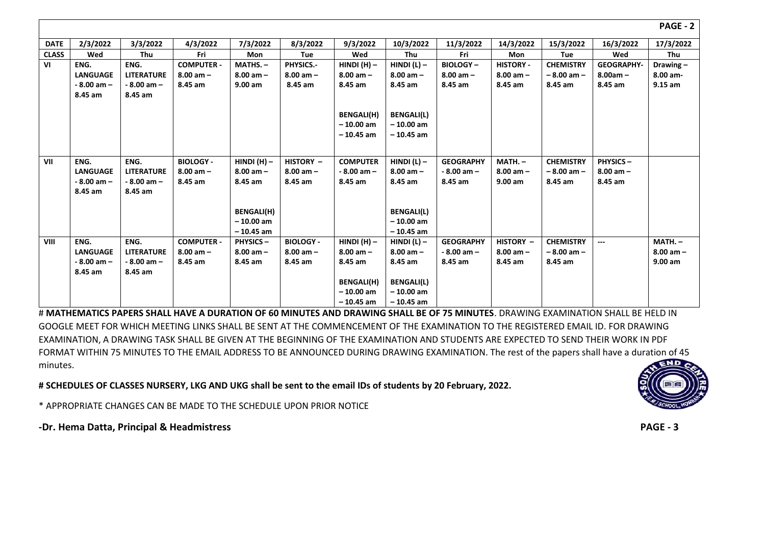| DATE | 2/3/2022 | 3/3/2022 | 4/3/2022 | 7/3/2022 | 8/3/2022 | 9/3/2022 | 10/3/2022 | 11/3/2022 | 14/3/2022 | 15/3/2022 | 16/3/2022 | 17/3/2022 |
|---|---|---|---|---|---|---|---|---|---|---|---|---|
| **CLASS** | **Wed** | **Thu** | **Fri** | **Mon** | **Tue** | **Wed** | **Thu** | **Fri** | **Mon** | **Tue** | **Wed** | **Thu** |
| **VI** | **ENG. LANGUAGE - 8.00 am – 8.45 am** | **ENG. LITERATURE - 8.00 am – 8.45 am** | **COMPUTER - 8.00 am – 8.45 am** | **MATHS. – 8.00 am – 9.00 am** | **PHYSICS.- 8.00 am – 8.45 am** | **HINDI (H) – 8.00 am – 8.45 am<br><br>BENGALI(H) – 10.00 am – 10.45 am** | **HINDI (L) – 8.00 am – 8.45 am<br><br>BENGALI(L) – 10.00 am – 10.45 am** | **BIOLOGY – 8.00 am – 8.45 am** | **HISTORY - 8.00 am – 8.45 am** | **CHEMISTRY – 8.00 am – 8.45 am** | **GEOGRAPHY- 8.00am – 8.45 am** | **Drawing – 8.00 am- 9.15 am** |
| **VII** | **ENG. LANGUAGE - 8.00 am – 8.45 am** | **ENG. LITERATURE - 8.00 am – 8.45 am** | **BIOLOGY - 8.00 am – 8.45 am** | **HINDI (H) – 8.00 am – 8.45 am<br><br>BENGALI(H) – 10.00 am – 10.45 am** | **HISTORY – 8.00 am – 8.45 am** | **COMPUTER - 8.00 am – 8.45 am** | **HINDI (L) – 8.00 am – 8.45 am<br><br>BENGALI(L) – 10.00 am – 10.45 am** | **GEOGRAPHY - 8.00 am – 8.45 am** | **MATH. – 8.00 am – 9.00 am** | **CHEMISTRY – 8.00 am – 8.45 am** | **PHYSICS – 8.00 am – 8.45 am** | |
| **VIII** | **ENG. LANGUAGE - 8.00 am – 8.45 am** | **ENG. LITERATURE - 8.00 am – 8.45 am** | **COMPUTER - 8.00 am – 8.45 am** | **PHYSICS – 8.00 am – 8.45 am** | **BIOLOGY - 8.00 am – 8.45 am** | **HINDI (H) – 8.00 am – 8.45 am<br><br>BENGALI(H) – 10.00 am – 10.45 am** | **HINDI (L) – 8.00 am – 8.45 am<br><br>BENGALI(L) – 10.00 am – 10.45 am** | **GEOGRAPHY - 8.00 am – 8.45 am** | **HISTORY – 8.00 am – 8.45 am** | **CHEMISTRY – 8.00 am – 8.45 am** | **---** | **MATH. – 8.00 am – 9.00 am** |

# **MATHEMATICS PAPERS SHALL HAVE A DURATION OF 60 MINUTES AND DRAWING SHALL BE OF 75 MINUTES**. DRAWING EXAMINATION SHALL BE HELD IN GOOGLE MEET FOR WHICH MEETING LINKS SHALL BE SENT AT THE COMMENCEMENT OF THE EXAMINATION TO THE REGISTERED EMAIL ID. FOR DRAWING EXAMINATION, A DRAWING TASK SHALL BE GIVEN AT THE BEGINNING OF THE EXAMINATION AND STUDENTS ARE EXPECTED TO SEND THEIR WORK IN PDF FORMAT WITHIN 75 MINUTES TO THE EMAIL ADDRESS TO BE ANNOUNCED DURING DRAWING EXAMINATION. The rest of the papers shall have a duration of 45 minutes.

**# SCHEDULES OF CLASSES NURSERY, LKG AND UKG shall be sent to the email IDs of students by 20 February, 2022.**

* APPROPRIATE CHANGES CAN BE MADE TO THE SCHEDULE UPON PRIOR NOTICE

**-Dr. Hema Datta, Principal & Headmistress**